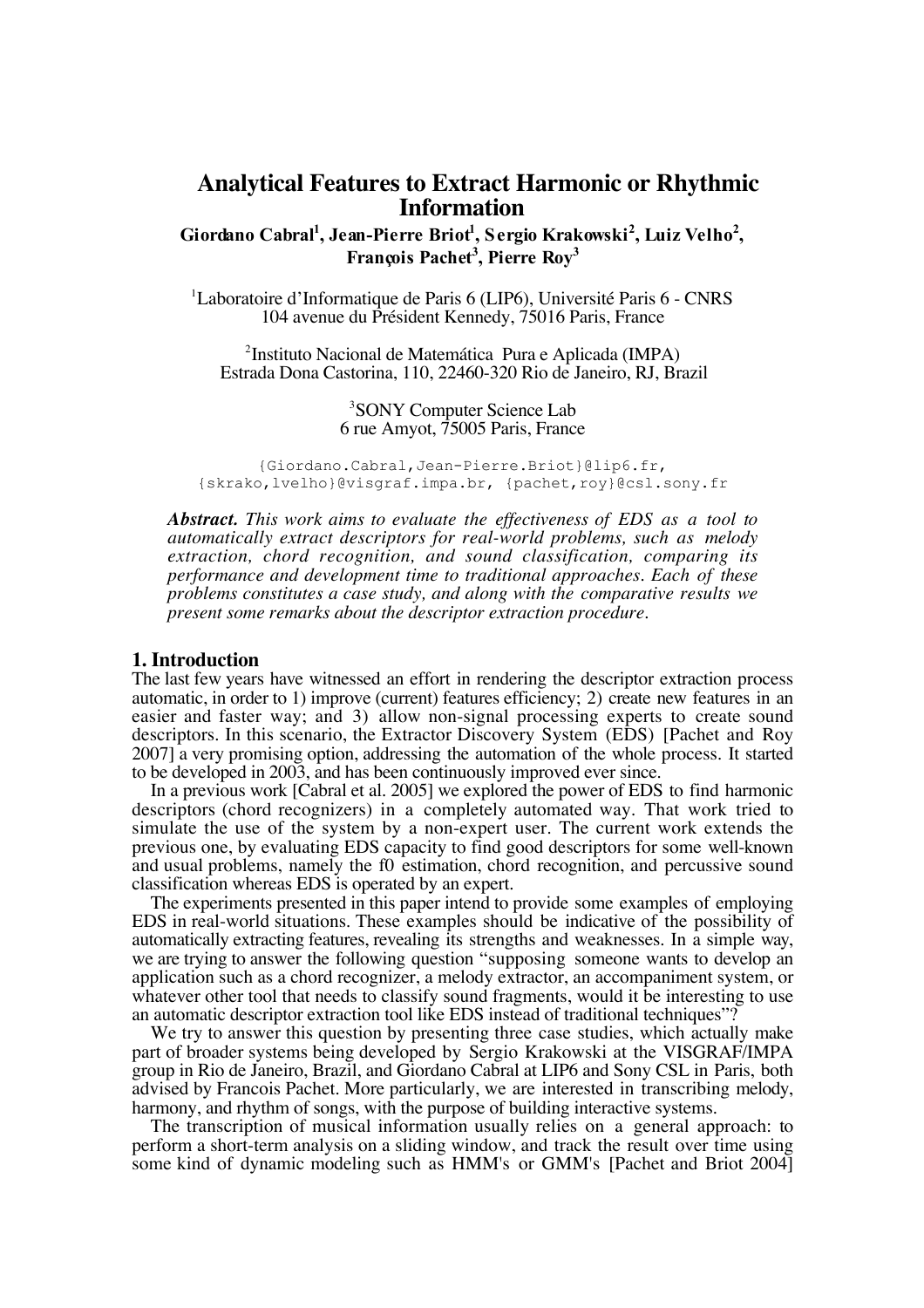# Analytical Features to Extract Harmonic or Rhythmic Information

**Giordano Cabral[1], Jean-Pierre Briot[1], Sergio Krakowski[2], Luiz Velho[2], François Pachet[3], Pierre Roy[3]**

[1]Laboratoire d'Informatique de Paris 6 (LIP6), Université Paris 6 - CNRS
104 avenue du Président Kennedy, 75016 Paris, France

[2]Instituto Nacional de Matemática Pura e Aplicada (IMPA)
Estrada Dona Castorina, 110, 22460-320 Rio de Janeiro, RJ, Brazil

[3]SONY Computer Science Lab
6 rue Amyot, 75005 Paris, France

{Giordano.Cabral,Jean-Pierre.Briot}@lip6.fr,
{skrako,lvelho}@visgraf.impa.br, {pachet,roy}@csl.sony.fr

***Abstract.*** *This work aims to evaluate the effectiveness of EDS as a tool to automatically extract descriptors for real-world problems, such as melody extraction, chord recognition, and sound classification, comparing its performance and development time to traditional approaches. Each of these problems constitutes a case study, and along with the comparative results we present some remarks about the descriptor extraction procedure.*

## 1. Introduction

The last few years have witnessed an effort in rendering the descriptor extraction process automatic, in order to 1) improve (current) features efficiency; 2) create new features in an easier and faster way; and 3) allow non-signal processing experts to create sound descriptors. In this scenario, the Extractor Discovery System (EDS) [Pachet and Roy 2007] a very promising option, addressing the automation of the whole process. It started to be developed in 2003, and has been continuously improved ever since.

In a previous work [Cabral et al. 2005] we explored the power of EDS to find harmonic descriptors (chord recognizers) in a completely automated way. That work tried to simulate the use of the system by a non-expert user. The current work extends the previous one, by evaluating EDS capacity to find good descriptors for some well-known and usual problems, namely the f0 estimation, chord recognition, and percussive sound classification whereas EDS is operated by an expert.

The experiments presented in this paper intend to provide some examples of employing EDS in real-world situations. These examples should be indicative of the possibility of automatically extracting features, revealing its strengths and weaknesses. In a simple way, we are trying to answer the following question "supposing someone wants to develop an application such as a chord recognizer, a melody extractor, an accompaniment system, or whatever other tool that needs to classify sound fragments, would it be interesting to use an automatic descriptor extraction tool like EDS instead of traditional techniques"?

We try to answer this question by presenting three case studies, which actually make part of broader systems being developed by Sergio Krakowski at the VISGRAF/IMPA group in Rio de Janeiro, Brazil, and Giordano Cabral at LIP6 and Sony CSL in Paris, both advised by Francois Pachet. More particularly, we are interested in transcribing melody, harmony, and rhythm of songs, with the purpose of building interactive systems.

The transcription of musical information usually relies on a general approach: to perform a short-term analysis on a sliding window, and track the result over time using some kind of dynamic modeling such as HMM's or GMM's [Pachet and Briot 2004]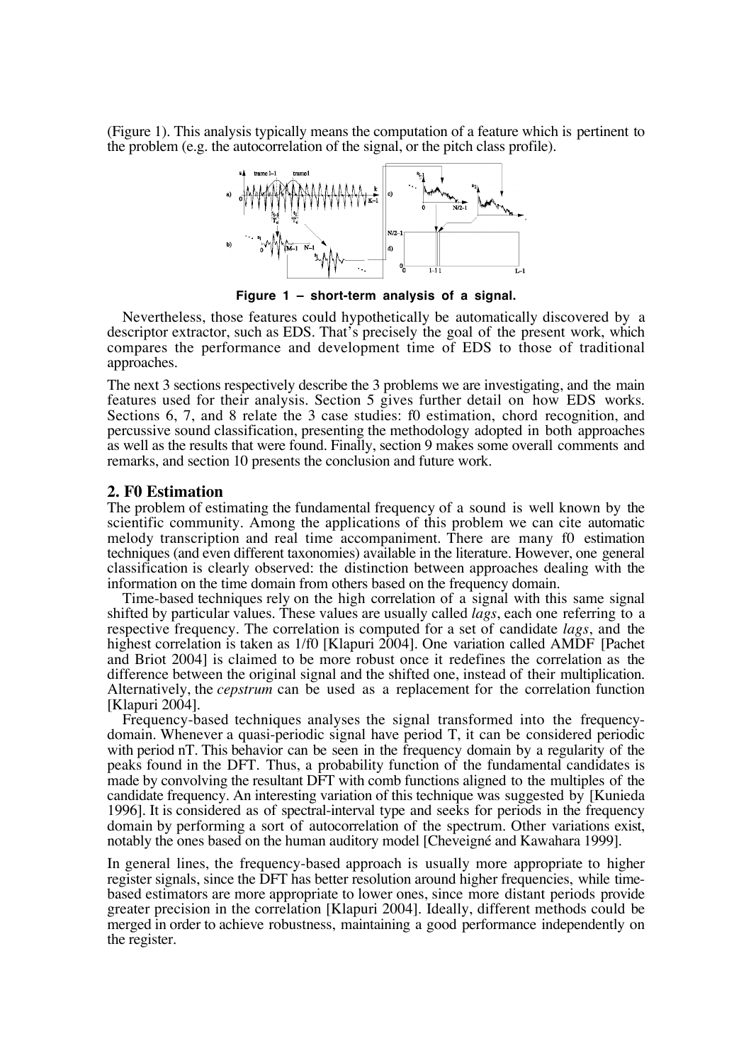(Figure 1). This analysis typically means the computation of a feature which is pertinent to the problem (e.g. the autocorrelation of the signal, or the pitch class profile).

**Figure 1 – short-term analysis of a signal.**

Nevertheless, those features could hypothetically be automatically discovered by a descriptor extractor, such as EDS. That's precisely the goal of the present work, which compares the performance and development time of EDS to those of traditional approaches.

The next 3 sections respectively describe the 3 problems we are investigating, and the main features used for their analysis. Section 5 gives further detail on how EDS works. Sections 6, 7, and 8 relate the 3 case studies: f0 estimation, chord recognition, and percussive sound classification, presenting the methodology adopted in both approaches as well as the results that were found. Finally, section 9 makes some overall comments and remarks, and section 10 presents the conclusion and future work.

## 2. F0 Estimation

The problem of estimating the fundamental frequency of a sound is well known by the scientific community. Among the applications of this problem we can cite automatic melody transcription and real time accompaniment. There are many f0 estimation techniques (and even different taxonomies) available in the literature. However, one general classification is clearly observed: the distinction between approaches dealing with the information on the time domain from others based on the frequency domain.

Time-based techniques rely on the high correlation of a signal with this same signal shifted by particular values. These values are usually called *lags*, each one referring to a respective frequency. The correlation is computed for a set of candidate *lags*, and the highest correlation is taken as 1/f0 [Klapuri 2004]. One variation called AMDF [Pachet and Briot 2004] is claimed to be more robust once it redefines the correlation as the difference between the original signal and the shifted one, instead of their multiplication. Alternatively, the *cepstrum* can be used as a replacement for the correlation function [Klapuri 2004].

Frequency-based techniques analyses the signal transformed into the frequency-domain. Whenever a quasi-periodic signal have period T, it can be considered periodic with period nT. This behavior can be seen in the frequency domain by a regularity of the peaks found in the DFT. Thus, a probability function of the fundamental candidates is made by convolving the resultant DFT with comb functions aligned to the multiples of the candidate frequency. An interesting variation of this technique was suggested by [Kunieda 1996]. It is considered as of spectral-interval type and seeks for periods in the frequency domain by performing a sort of autocorrelation of the spectrum. Other variations exist, notably the ones based on the human auditory model [Cheveigné and Kawahara 1999].

In general lines, the frequency-based approach is usually more appropriate to higher register signals, since the DFT has better resolution around higher frequencies, while time-based estimators are more appropriate to lower ones, since more distant periods provide greater precision in the correlation [Klapuri 2004]. Ideally, different methods could be merged in order to achieve robustness, maintaining a good performance independently on the register.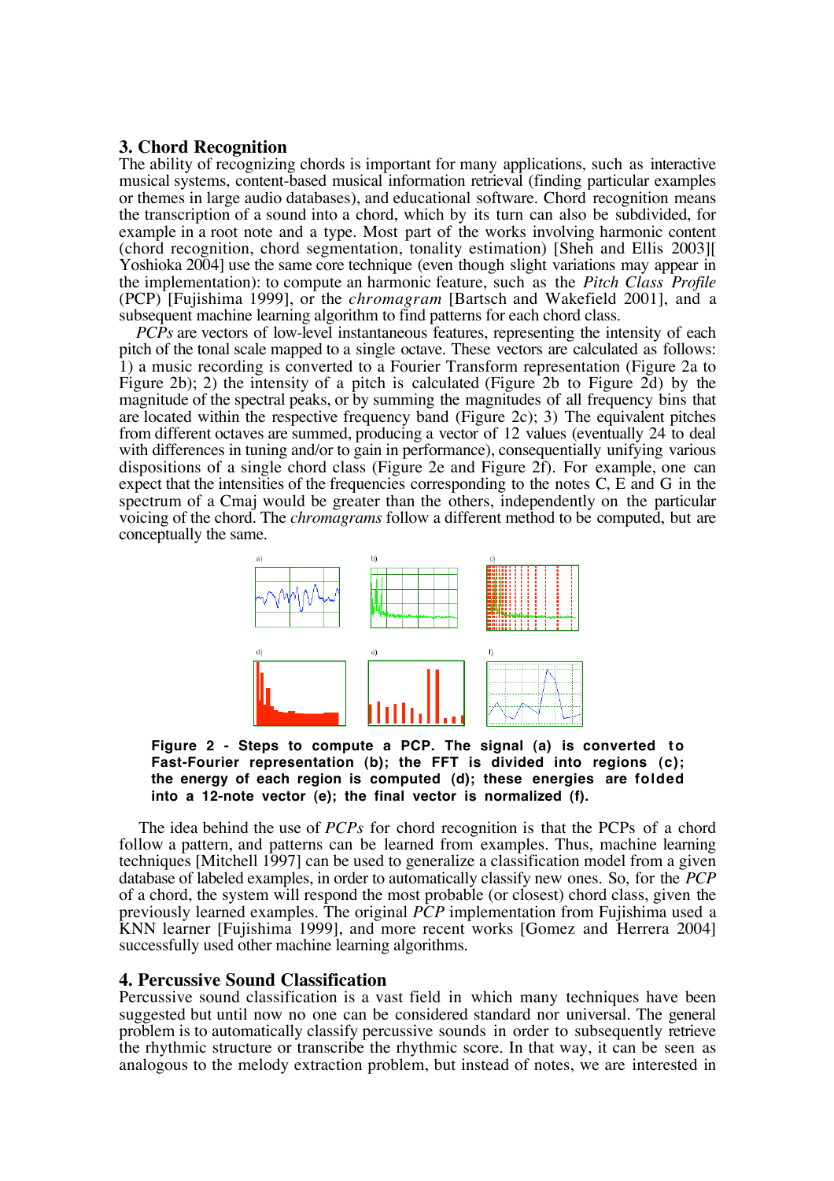## 3. Chord Recognition

The ability of recognizing chords is important for many applications, such as interactive musical systems, content-based musical information retrieval (finding particular examples or themes in large audio databases), and educational software. Chord recognition means the transcription of a sound into a chord, which by its turn can also be subdivided, for example in a root note and a type. Most part of the works involving harmonic content (chord recognition, chord segmentation, tonality estimation) [Sheh and Ellis 2003][ Yoshioka 2004] use the same core technique (even though slight variations may appear in the implementation): to compute an harmonic feature, such as the *Pitch Class Profile* (PCP) [Fujishima 1999], or the *chromagram* [Bartsch and Wakefield 2001], and a subsequent machine learning algorithm to find patterns for each chord class.

*PCPs* are vectors of low-level instantaneous features, representing the intensity of each pitch of the tonal scale mapped to a single octave. These vectors are calculated as follows: 1) a music recording is converted to a Fourier Transform representation (Figure 2a to Figure 2b); 2) the intensity of a pitch is calculated (Figure 2b to Figure 2d) by the magnitude of the spectral peaks, or by summing the magnitudes of all frequency bins that are located within the respective frequency band (Figure 2c); 3) The equivalent pitches from different octaves are summed, producing a vector of 12 values (eventually 24 to deal with differences in tuning and/or to gain in performance), consequentially unifying various dispositions of a single chord class (Figure 2e and Figure 2f). For example, one can expect that the intensities of the frequencies corresponding to the notes C, E and G in the spectrum of a Cmaj would be greater than the others, independently on the particular voicing of the chord. The *chromagrams* follow a different method to be computed, but are conceptually the same.

**Figure 2 - Steps to compute a PCP. The signal (a) is converted to Fast-Fourier representation (b); the FFT is divided into regions (c); the energy of each region is computed (d); these energies are folded into a 12-note vector (e); the final vector is normalized (f).**

The idea behind the use of *PCPs* for chord recognition is that the PCPs of a chord follow a pattern, and patterns can be learned from examples. Thus, machine learning techniques [Mitchell 1997] can be used to generalize a classification model from a given database of labeled examples, in order to automatically classify new ones. So, for the *PCP* of a chord, the system will respond the most probable (or closest) chord class, given the previously learned examples. The original *PCP* implementation from Fujishima used a KNN learner [Fujishima 1999], and more recent works [Gomez and Herrera 2004] successfully used other machine learning algorithms.

## 4. Percussive Sound Classification

Percussive sound classification is a vast field in which many techniques have been suggested but until now no one can be considered standard nor universal. The general problem is to automatically classify percussive sounds in order to subsequently retrieve the rhythmic structure or transcribe the rhythmic score. In that way, it can be seen as analogous to the melody extraction problem, but instead of notes, we are interested in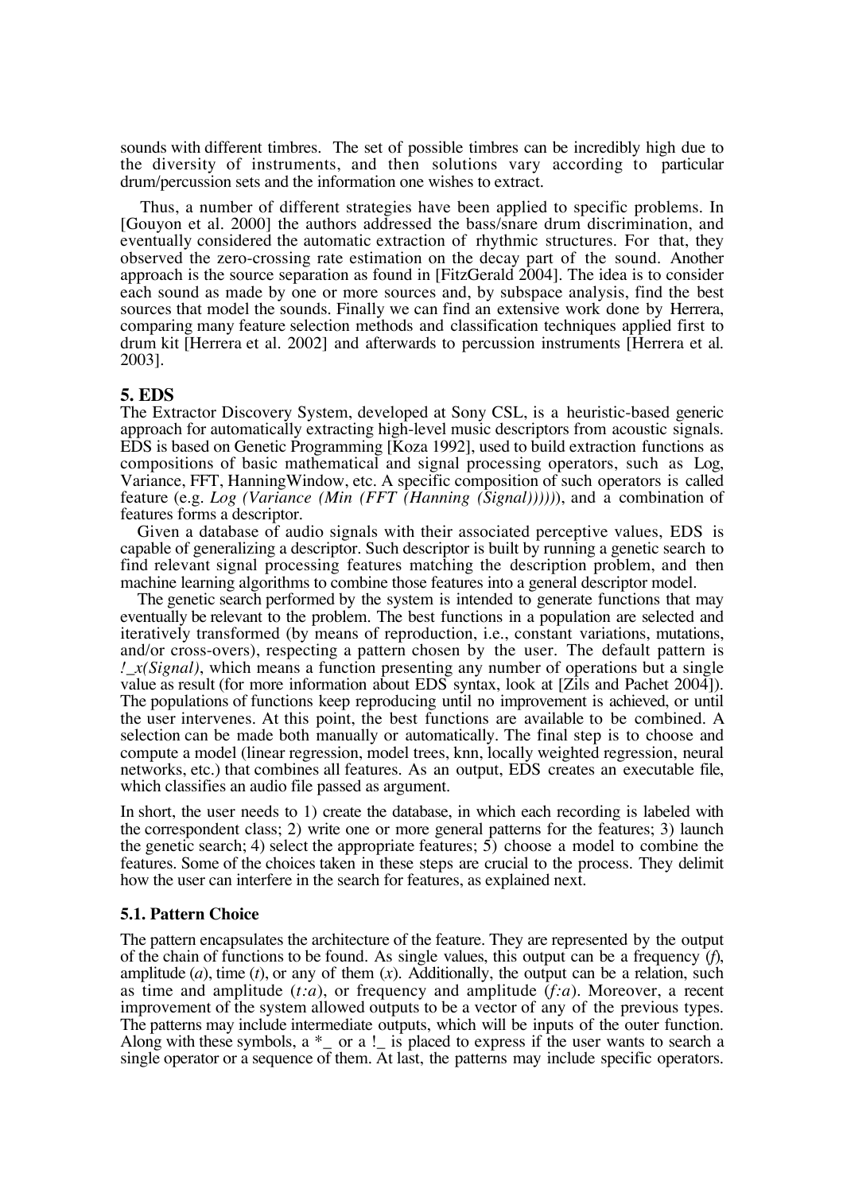sounds with different timbres. The set of possible timbres can be incredibly high due to the diversity of instruments, and then solutions vary according to particular drum/percussion sets and the information one wishes to extract.

Thus, a number of different strategies have been applied to specific problems. In [Gouyon et al. 2000] the authors addressed the bass/snare drum discrimination, and eventually considered the automatic extraction of rhythmic structures. For that, they observed the zero-crossing rate estimation on the decay part of the sound. Another approach is the source separation as found in [FitzGerald 2004]. The idea is to consider each sound as made by one or more sources and, by subspace analysis, find the best sources that model the sounds. Finally we can find an extensive work done by Herrera, comparing many feature selection methods and classification techniques applied first to drum kit [Herrera et al. 2002] and afterwards to percussion instruments [Herrera et al. 2003].

## 5. EDS

The Extractor Discovery System, developed at Sony CSL, is a heuristic-based generic approach for automatically extracting high-level music descriptors from acoustic signals. EDS is based on Genetic Programming [Koza 1992], used to build extraction functions as compositions of basic mathematical and signal processing operators, such as Log, Variance, FFT, HanningWindow, etc. A specific composition of such operators is called feature (e.g. *Log (Variance (Min (FFT (Hanning (Signal))))))*, and a combination of features forms a descriptor.

Given a database of audio signals with their associated perceptive values, EDS is capable of generalizing a descriptor. Such descriptor is built by running a genetic search to find relevant signal processing features matching the description problem, and then machine learning algorithms to combine those features into a general descriptor model.

The genetic search performed by the system is intended to generate functions that may eventually be relevant to the problem. The best functions in a population are selected and iteratively transformed (by means of reproduction, i.e., constant variations, mutations, and/or cross-overs), respecting a pattern chosen by the user. The default pattern is *!_x(Signal)*, which means a function presenting any number of operations but a single value as result (for more information about EDS syntax, look at [Zils and Pachet 2004]). The populations of functions keep reproducing until no improvement is achieved, or until the user intervenes. At this point, the best functions are available to be combined. A selection can be made both manually or automatically. The final step is to choose and compute a model (linear regression, model trees, knn, locally weighted regression, neural networks, etc.) that combines all features. As an output, EDS creates an executable file, which classifies an audio file passed as argument.

In short, the user needs to 1) create the database, in which each recording is labeled with the correspondent class; 2) write one or more general patterns for the features; 3) launch the genetic search; 4) select the appropriate features; 5) choose a model to combine the features. Some of the choices taken in these steps are crucial to the process. They delimit how the user can interfere in the search for features, as explained next.

### 5.1. Pattern Choice

The pattern encapsulates the architecture of the feature. They are represented by the output of the chain of functions to be found. As single values, this output can be a frequency (*f*), amplitude (*a*), time (*t*), or any of them (*x*). Additionally, the output can be a relation, such as time and amplitude (*t:a*), or frequency and amplitude (*f:a*). Moreover, a recent improvement of the system allowed outputs to be a vector of any of the previous types. The patterns may include intermediate outputs, which will be inputs of the outer function. Along with these symbols, a *_ or a !_ is placed to express if the user wants to search a single operator or a sequence of them. At last, the patterns may include specific operators.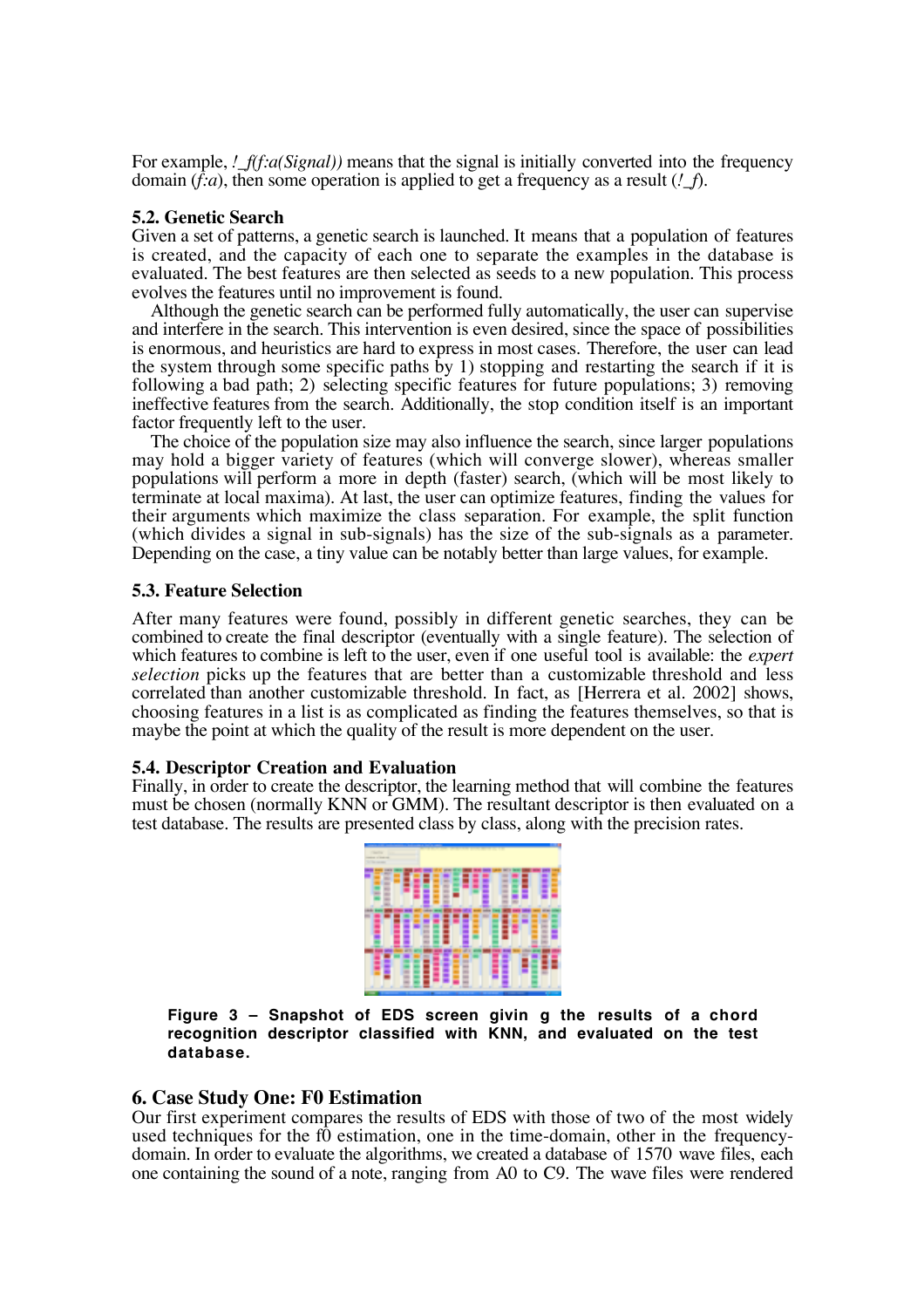For example, *!_f(f:a(Signal))* means that the signal is initially converted into the frequency domain (*f:a*), then some operation is applied to get a frequency as a result (*!_f*).

### 5.2. Genetic Search

Given a set of patterns, a genetic search is launched. It means that a population of features is created, and the capacity of each one to separate the examples in the database is evaluated. The best features are then selected as seeds to a new population. This process evolves the features until no improvement is found.

Although the genetic search can be performed fully automatically, the user can supervise and interfere in the search. This intervention is even desired, since the space of possibilities is enormous, and heuristics are hard to express in most cases. Therefore, the user can lead the system through some specific paths by 1) stopping and restarting the search if it is following a bad path; 2) selecting specific features for future populations; 3) removing ineffective features from the search. Additionally, the stop condition itself is an important factor frequently left to the user.

The choice of the population size may also influence the search, since larger populations may hold a bigger variety of features (which will converge slower), whereas smaller populations will perform a more in depth (faster) search, (which will be most likely to terminate at local maxima). At last, the user can optimize features, finding the values for their arguments which maximize the class separation. For example, the split function (which divides a signal in sub-signals) has the size of the sub-signals as a parameter. Depending on the case, a tiny value can be notably better than large values, for example.

### 5.3. Feature Selection

After many features were found, possibly in different genetic searches, they can be combined to create the final descriptor (eventually with a single feature). The selection of which features to combine is left to the user, even if one useful tool is available: the *expert selection* picks up the features that are better than a customizable threshold and less correlated than another customizable threshold. In fact, as [Herrera et al. 2002] shows, choosing features in a list is as complicated as finding the features themselves, so that is maybe the point at which the quality of the result is more dependent on the user.

### 5.4. Descriptor Creation and Evaluation

Finally, in order to create the descriptor, the learning method that will combine the features must be chosen (normally KNN or GMM). The resultant descriptor is then evaluated on a test database. The results are presented class by class, along with the precision rates.

**Figure 3 – Snapshot of EDS screen givin g the results of a chord recognition descriptor classified with KNN, and evaluated on the test database.**

## 6. Case Study One: F0 Estimation

Our first experiment compares the results of EDS with those of two of the most widely used techniques for the f0 estimation, one in the time-domain, other in the frequency-domain. In order to evaluate the algorithms, we created a database of 1570 wave files, each one containing the sound of a note, ranging from A0 to C9. The wave files were rendered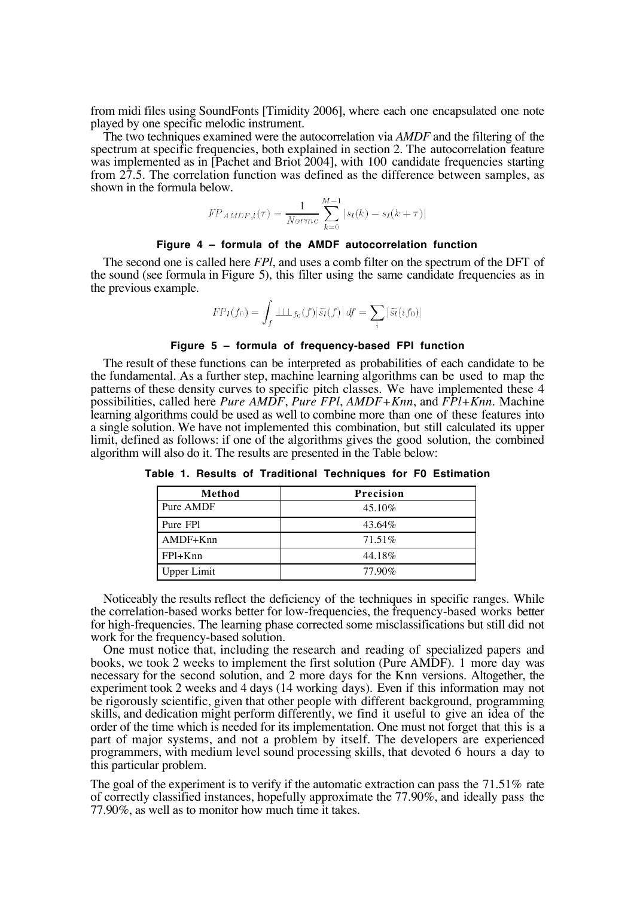from midi files using SoundFonts [Timidity 2006], where each one encapsulated one note played by one specific melodic instrument.

The two techniques examined were the autocorrelation via *AMDF* and the filtering of the spectrum at specific frequencies, both explained in section 2. The autocorrelation feature was implemented as in [Pachet and Briot 2004], with 100 candidate frequencies starting from 27.5. The correlation function was defined as the difference between samples, as shown in the formula below.

$$FP_{AMDF,l}(\tau) = \frac{1}{Norme} \sum_{k=0}^{M-1} |s_l(k) - s_l(k+\tau)|$$

**Figure 4 – formula of the AMDF autocorrelation function**

The second one is called here *FPl*, and uses a comb filter on the spectrum of the DFT of the sound (see formula in Figure 5), this filter using the same candidate frequencies as in the previous example.

$$FP_l(f_0) = \int_f \sqcup\!\sqcup\!\sqcup_{f_0}(f) |\tilde{s_l}(f)| \, df = \sum_i |\tilde{s_l}(i f_0)|$$

**Figure 5 – formula of frequency-based FPl function**

The result of these functions can be interpreted as probabilities of each candidate to be the fundamental. As a further step, machine learning algorithms can be used to map the patterns of these density curves to specific pitch classes. We have implemented these 4 possibilities, called here *Pure AMDF*, *Pure FPl*, *AMDF+Knn*, and *FPl+Knn*. Machine learning algorithms could be used as well to combine more than one of these features into a single solution. We have not implemented this combination, but still calculated its upper limit, defined as follows: if one of the algorithms gives the good solution, the combined algorithm will also do it. The results are presented in the Table below:

**Table 1. Results of Traditional Techniques for F0 Estimation**

| Method | Precision |
|---|---|
| Pure AMDF | 45.10% |
| Pure FPl | 43.64% |
| AMDF+Knn | 71.51% |
| FPl+Knn | 44.18% |
| Upper Limit | 77.90% |

Noticeably the results reflect the deficiency of the techniques in specific ranges. While the correlation-based works better for low-frequencies, the frequency-based works better for high-frequencies. The learning phase corrected some misclassifications but still did not work for the frequency-based solution.

One must notice that, including the research and reading of specialized papers and books, we took 2 weeks to implement the first solution (Pure AMDF). 1 more day was necessary for the second solution, and 2 more days for the Knn versions. Altogether, the experiment took 2 weeks and 4 days (14 working days). Even if this information may not be rigorously scientific, given that other people with different background, programming skills, and dedication might perform differently, we find it useful to give an idea of the order of the time which is needed for its implementation. One must not forget that this is a part of major systems, and not a problem by itself. The developers are experienced programmers, with medium level sound processing skills, that devoted 6 hours a day to this particular problem.

The goal of the experiment is to verify if the automatic extraction can pass the 71.51% rate of correctly classified instances, hopefully approximate the 77.90%, and ideally pass the 77.90%, as well as to monitor how much time it takes.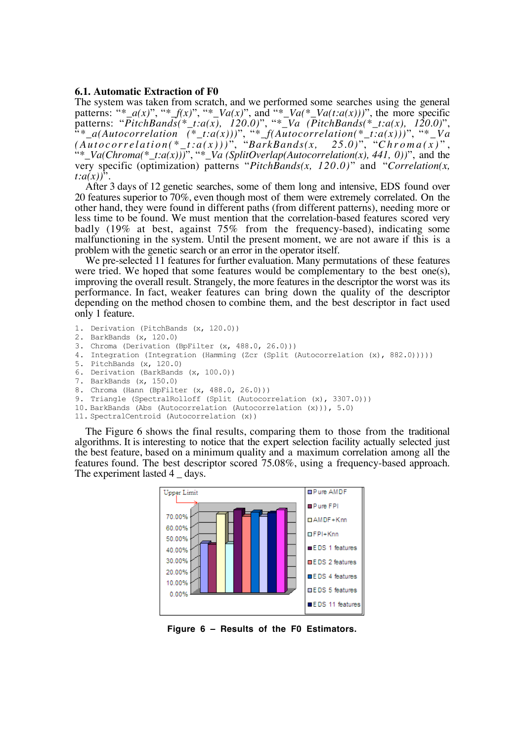### 6.1. Automatic Extraction of F0

The system was taken from scratch, and we performed some searches using the general patterns: "*\_a(x)*", "*\_f(x)*", "*\_Va(x)*", and "*\_Va(*\_Va(t:a(x)))*", the more specific patterns: "*PitchBands(*\_t:a(x), 120.0)*", "*\_Va (PitchBands(*\_t:a(x), 120.0)*", "*\_a(Autocorrelation (*\_t:a(x)))*", "*\_f(Autocorrelation(*\_t:a(x)))*", "*\_Va (Autocorrelation(*\_t:a(x)))*", "*BarkBands(x, 25.0)*", "*Chroma(x)*", "*\_Va(Chroma(*\_t:a(x)))*", "*\_Va (SplitOverlap(Autocorrelation(x), 441, 0))*", and the very specific (optimization) patterns "*PitchBands(x, 120.0)*" and "*Correlation(x, t:a(x))*".

After 3 days of 12 genetic searches, some of them long and intensive, EDS found over 20 features superior to 70%, even though most of them were extremely correlated. On the other hand, they were found in different paths (from different patterns), needing more or less time to be found. We must mention that the correlation-based features scored very badly (19% at best, against 75% from the frequency-based), indicating some malfunctioning in the system. Until the present moment, we are not aware if this is a problem with the genetic search or an error in the operator itself.

We pre-selected 11 features for further evaluation. Many permutations of these features were tried. We hoped that some features would be complementary to the best one(s), improving the overall result. Strangely, the more features in the descriptor the worst was its performance. In fact, weaker features can bring down the quality of the descriptor depending on the method chosen to combine them, and the best descriptor in fact used only 1 feature.

```
1.  Derivation (PitchBands (x, 120.0))
2.  BarkBands (x, 120.0)
3.  Chroma (Derivation (BpFilter (x, 488.0, 26.0)))
4.  Integration (Integration (Hamming (Zcr (Split (Autocorrelation (x), 882.0)))))
5.  PitchBands (x, 120.0)
6.  Derivation (BarkBands (x, 100.0))
7.  BarkBands (x, 150.0)
8.  Chroma (Hann (BpFilter (x, 488.0, 26.0)))
9.  Triangle (SpectralRolloff (Split (Autocorrelation (x), 3307.0)))
10. BarkBands (Abs (Autocorrelation (Autocorrelation (x))), 5.0)
11. SpectralCentroid (Autocorrelation (x))
```

The Figure 6 shows the final results, comparing them to those from the traditional algorithms. It is interesting to notice that the expert selection facility actually selected just the best feature, based on a minimum quality and a maximum correlation among all the features found. The best descriptor scored 75.08%, using a frequency-based approach. The experiment lasted 4 \_ days.

**Figure 6 – Results of the F0 Estimators.**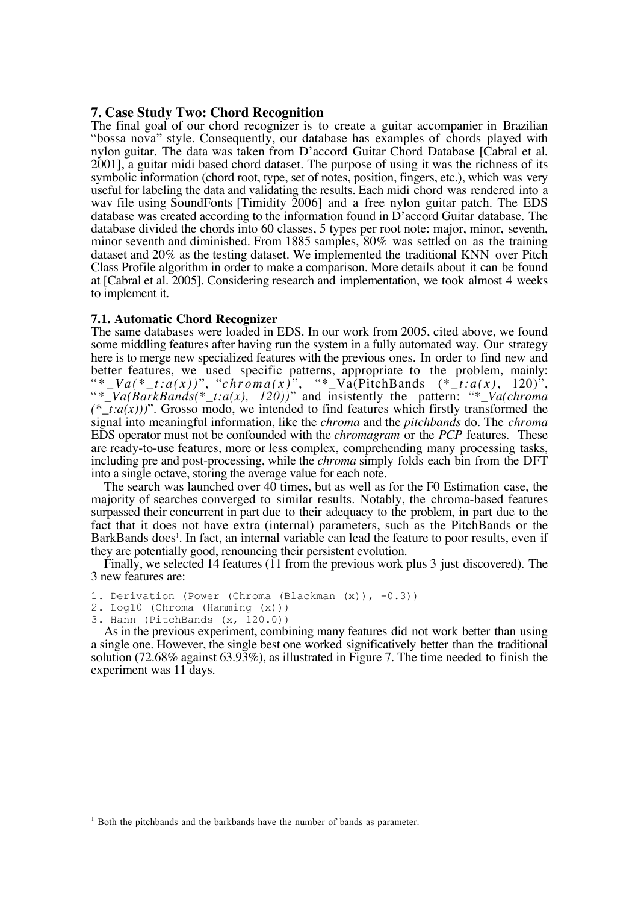## 7. Case Study Two: Chord Recognition

The final goal of our chord recognizer is to create a guitar accompanier in Brazilian "bossa nova" style. Consequently, our database has examples of chords played with nylon guitar. The data was taken from D'accord Guitar Chord Database [Cabral et al. 2001], a guitar midi based chord dataset. The purpose of using it was the richness of its symbolic information (chord root, type, set of notes, position, fingers, etc.), which was very useful for labeling the data and validating the results. Each midi chord was rendered into a wav file using SoundFonts [Timidity 2006] and a free nylon guitar patch. The EDS database was created according to the information found in D'accord Guitar database. The database divided the chords into 60 classes, 5 types per root note: major, minor, seventh, minor seventh and diminished. From 1885 samples, 80% was settled on as the training dataset and 20% as the testing dataset. We implemented the traditional KNN over Pitch Class Profile algorithm in order to make a comparison. More details about it can be found at [Cabral et al. 2005]. Considering research and implementation, we took almost 4 weeks to implement it.

### 7.1. Automatic Chord Recognizer

The same databases were loaded in EDS. In our work from 2005, cited above, we found some middling features after having run the system in a fully automated way. Our strategy here is to merge new specialized features with the previous ones. In order to find new and better features, we used specific patterns, appropriate to the problem, mainly: "*\*_Va(\*_t:a(x))*", "*chroma(x)*", "\*_Va(PitchBands (*\*_t:a(x)*, 120)", "*\*_Va(BarkBands(\*_t:a(x), 120))*" and insistently the pattern: "*\*_Va(chroma (\*_t:a(x)))*". Grosso modo, we intended to find features which firstly transformed the signal into meaningful information, like the *chroma* and the *pitchbands* do. The *chroma* EDS operator must not be confounded with the *chromagram* or the *PCP* features. These are ready-to-use features, more or less complex, comprehending many processing tasks, including pre and post-processing, while the *chroma* simply folds each bin from the DFT into a single octave, storing the average value for each note.

The search was launched over 40 times, but as well as for the F0 Estimation case, the majority of searches converged to similar results. Notably, the chroma-based features surpassed their concurrent in part due to their adequacy to the problem, in part due to the fact that it does not have extra (internal) parameters, such as the PitchBands or the BarkBands does[1]. In fact, an internal variable can lead the feature to poor results, even if they are potentially good, renouncing their persistent evolution.

Finally, we selected 14 features (11 from the previous work plus 3 just discovered). The 3 new features are:

```
1. Derivation (Power (Chroma (Blackman (x)), -0.3))
2. Log10 (Chroma (Hamming (x)))
3. Hann (PitchBands (x, 120.0))
```

As in the previous experiment, combining many features did not work better than using a single one. However, the single best one worked significatively better than the traditional solution (72.68% against 63.93%), as illustrated in Figure 7. The time needed to finish the experiment was 11 days.

[1] Both the pitchbands and the barkbands have the number of bands as parameter.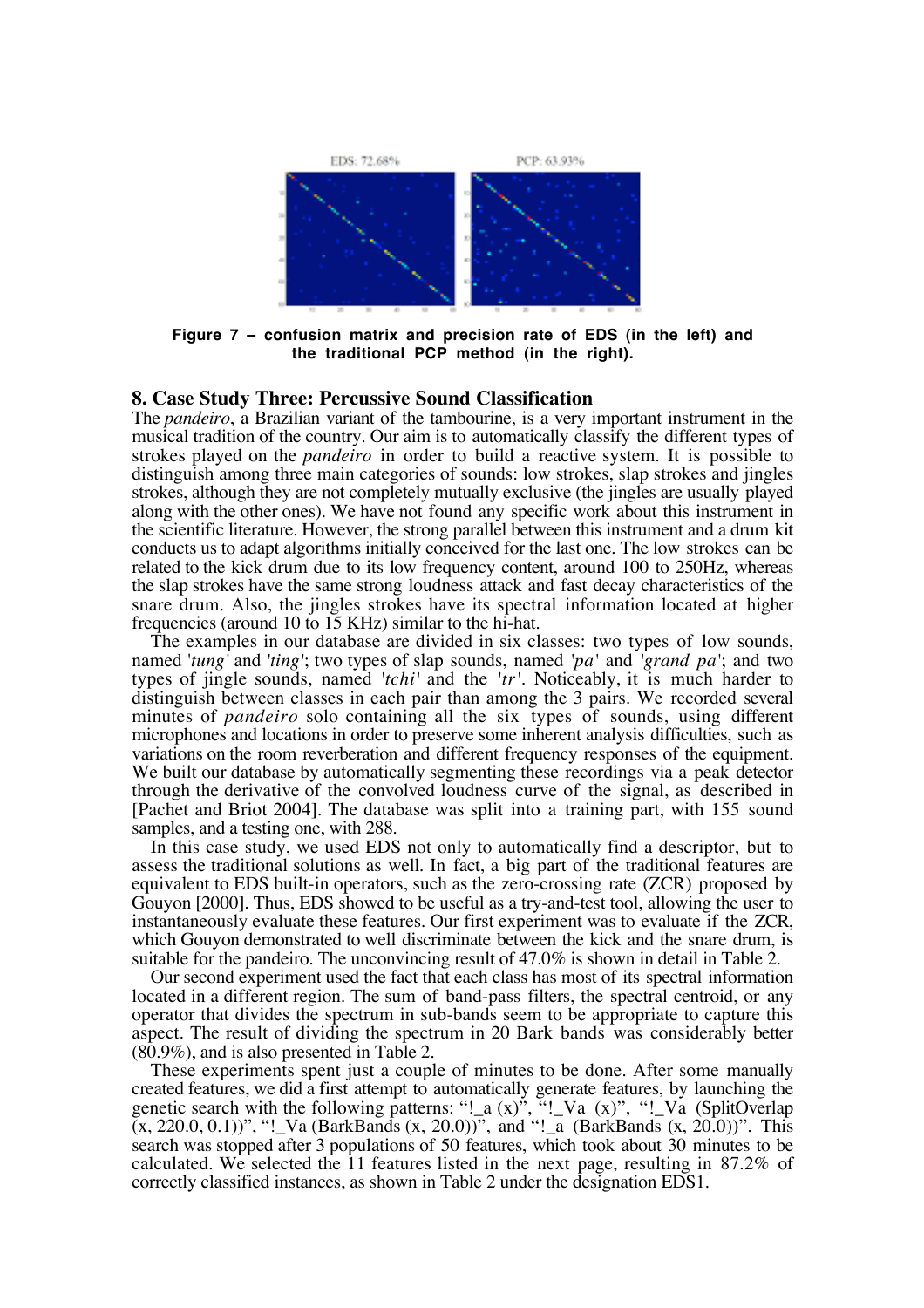EDS: 72.68%  PCP: 63.93%

**Figure 7 – confusion matrix and precision rate of EDS (in the left) and the traditional PCP method (in the right).**

## 8. Case Study Three: Percussive Sound Classification

The *pandeiro*, a Brazilian variant of the tambourine, is a very important instrument in the musical tradition of the country. Our aim is to automatically classify the different types of strokes played on the *pandeiro* in order to build a reactive system. It is possible to distinguish among three main categories of sounds: low strokes, slap strokes and jingles strokes, although they are not completely mutually exclusive (the jingles are usually played along with the other ones). We have not found any specific work about this instrument in the scientific literature. However, the strong parallel between this instrument and a drum kit conducts us to adapt algorithms initially conceived for the last one. The low strokes can be related to the kick drum due to its low frequency content, around 100 to 250Hz, whereas the slap strokes have the same strong loudness attack and fast decay characteristics of the snare drum. Also, the jingles strokes have its spectral information located at higher frequencies (around 10 to 15 KHz) similar to the hi-hat.

The examples in our database are divided in six classes: two types of low sounds, named '*tung*' and '*ting*'; two types of slap sounds, named '*pa*' and '*grand pa*'; and two types of jingle sounds, named '*tchi*' and the '*tr*'. Noticeably, it is much harder to distinguish between classes in each pair than among the 3 pairs. We recorded several minutes of *pandeiro* solo containing all the six types of sounds, using different microphones and locations in order to preserve some inherent analysis difficulties, such as variations on the room reverberation and different frequency responses of the equipment. We built our database by automatically segmenting these recordings via a peak detector through the derivative of the convolved loudness curve of the signal, as described in [Pachet and Briot 2004]. The database was split into a training part, with 155 sound samples, and a testing one, with 288.

In this case study, we used EDS not only to automatically find a descriptor, but to assess the traditional solutions as well. In fact, a big part of the traditional features are equivalent to EDS built-in operators, such as the zero-crossing rate (ZCR) proposed by Gouyon [2000]. Thus, EDS showed to be useful as a try-and-test tool, allowing the user to instantaneously evaluate these features. Our first experiment was to evaluate if the ZCR, which Gouyon demonstrated to well discriminate between the kick and the snare drum, is suitable for the pandeiro. The unconvincing result of 47.0% is shown in detail in Table 2.

Our second experiment used the fact that each class has most of its spectral information located in a different region. The sum of band-pass filters, the spectral centroid, or any operator that divides the spectrum in sub-bands seem to be appropriate to capture this aspect. The result of dividing the spectrum in 20 Bark bands was considerably better (80.9%), and is also presented in Table 2.

These experiments spent just a couple of minutes to be done. After some manually created features, we did a first attempt to automatically generate features, by launching the genetic search with the following patterns: "!_a (x)", "!_Va (x)", "!_Va (SplitOverlap (x, 220.0, 0.1))", "!_Va (BarkBands (x, 20.0))", and "!_a (BarkBands (x, 20.0))". This search was stopped after 3 populations of 50 features, which took about 30 minutes to be calculated. We selected the 11 features listed in the next page, resulting in 87.2% of correctly classified instances, as shown in Table 2 under the designation EDS1.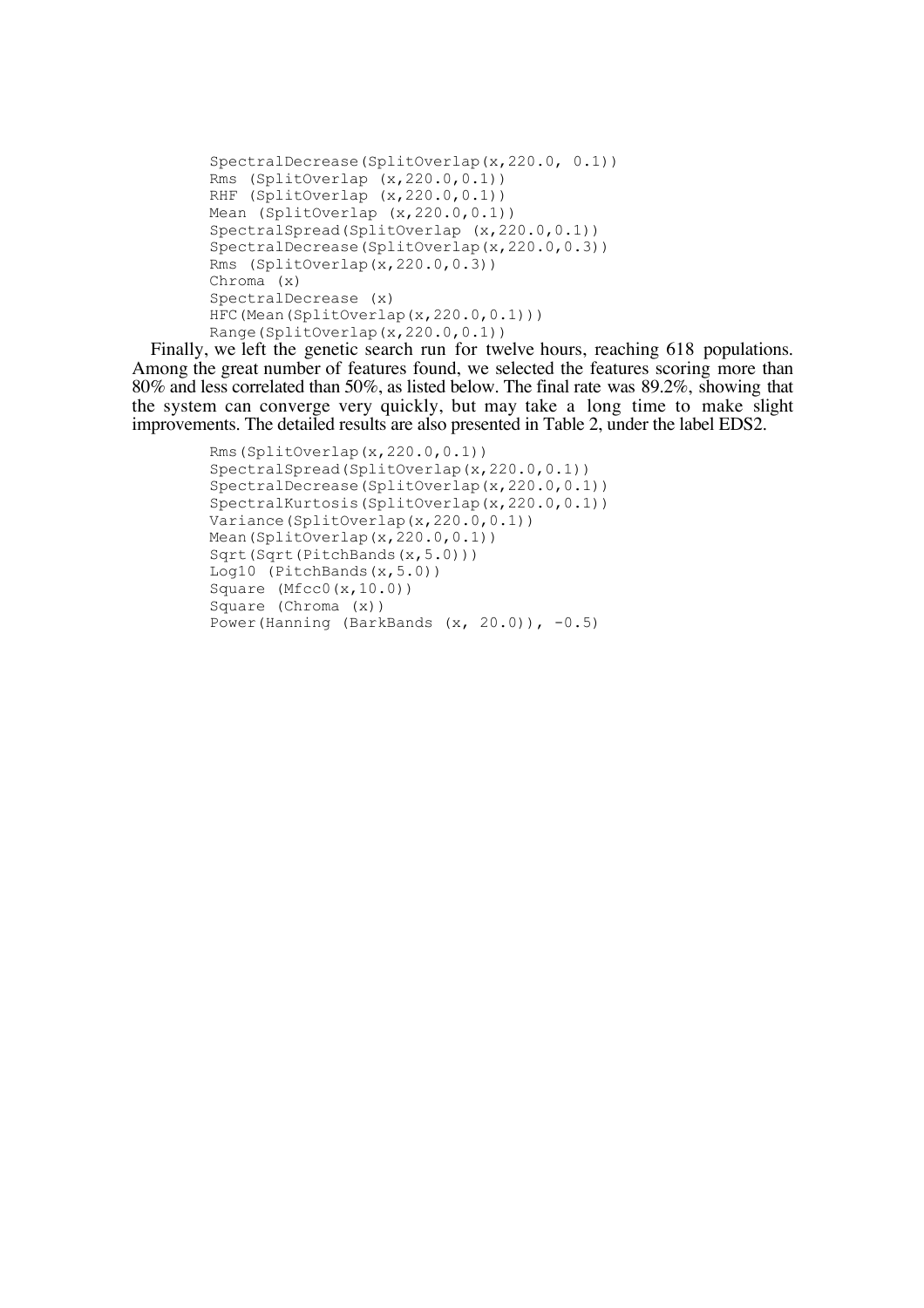```
SpectralDecrease(SplitOverlap(x,220.0, 0.1))
Rms (SplitOverlap (x,220.0,0.1))
RHF (SplitOverlap (x,220.0,0.1))
Mean (SplitOverlap (x,220.0,0.1))
SpectralSpread(SplitOverlap (x,220.0,0.1))
SpectralDecrease(SplitOverlap(x,220.0,0.3))
Rms (SplitOverlap(x,220.0,0.3))
Chroma (x)
SpectralDecrease (x)
HFC(Mean(SplitOverlap(x,220.0,0.1)))
Range(SplitOverlap(x,220.0,0.1))
```

Finally, we left the genetic search run for twelve hours, reaching 618 populations. Among the great number of features found, we selected the features scoring more than 80% and less correlated than 50%, as listed below. The final rate was 89.2%, showing that the system can converge very quickly, but may take a long time to make slight improvements. The detailed results are also presented in Table 2, under the label EDS2.

```
Rms(SplitOverlap(x,220.0,0.1))
SpectralSpread(SplitOverlap(x,220.0,0.1))
SpectralDecrease(SplitOverlap(x,220.0,0.1))
SpectralKurtosis(SplitOverlap(x,220.0,0.1))
Variance(SplitOverlap(x,220.0,0.1))
Mean(SplitOverlap(x,220.0,0.1))
Sqrt(Sqrt(PitchBands(x,5.0)))
Log10 (PitchBands(x,5.0))
Square (Mfcc0(x,10.0))
Square (Chroma (x))
Power(Hanning (BarkBands (x, 20.0)), -0.5)
```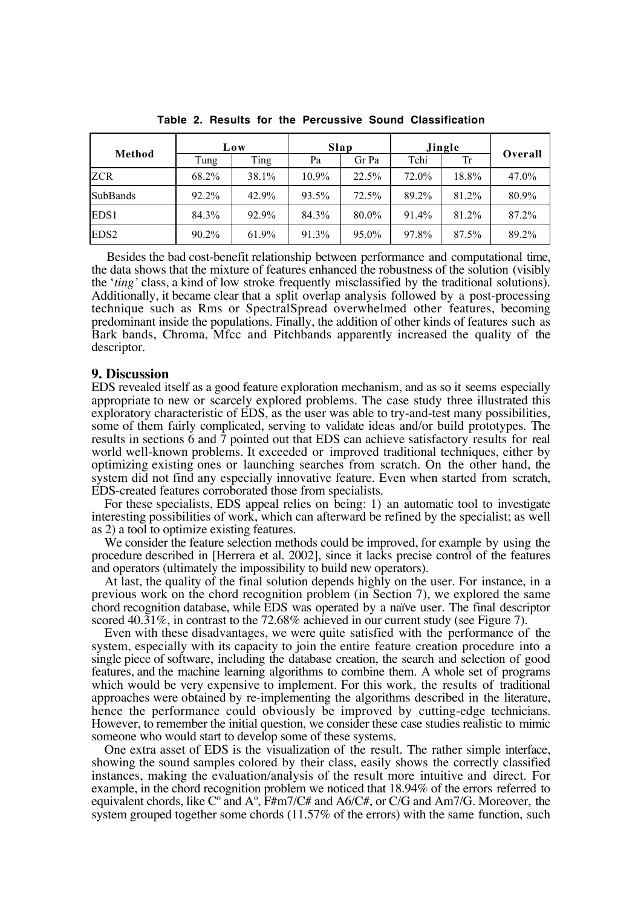**Table 2. Results for the Percussive Sound Classification**

| Method | Low | | Slap | | Jingle | | Overall |
|---|---|---|---|---|---|---|---|
| | Tung | Ting | Pa | Gr Pa | Tchi | Tr | |
| ZCR | 68.2% | 38.1% | 10.9% | 22.5% | 72.0% | 18.8% | 47.0% |
| SubBands | 92.2% | 42.9% | 93.5% | 72.5% | 89.2% | 81.2% | 80.9% |
| EDS1 | 84.3% | 92.9% | 84.3% | 80.0% | 91.4% | 81.2% | 87.2% |
| EDS2 | 90.2% | 61.9% | 91.3% | 95.0% | 97.8% | 87.5% | 89.2% |

Besides the bad cost-benefit relationship between performance and computational time, the data shows that the mixture of features enhanced the robustness of the solution (visibly the '*ting'* class, a kind of low stroke frequently misclassified by the traditional solutions). Additionally, it became clear that a split overlap analysis followed by a post-processing technique such as Rms or SpectralSpread overwhelmed other features, becoming predominant inside the populations. Finally, the addition of other kinds of features such as Bark bands, Chroma, Mfcc and Pitchbands apparently increased the quality of the descriptor.

## 9. Discussion

EDS revealed itself as a good feature exploration mechanism, and as so it seems especially appropriate to new or scarcely explored problems. The case study three illustrated this exploratory characteristic of EDS, as the user was able to try-and-test many possibilities, some of them fairly complicated, serving to validate ideas and/or build prototypes. The results in sections 6 and 7 pointed out that EDS can achieve satisfactory results for real world well-known problems. It exceeded or improved traditional techniques, either by optimizing existing ones or launching searches from scratch. On the other hand, the system did not find any especially innovative feature. Even when started from scratch, EDS-created features corroborated those from specialists.

For these specialists, EDS appeal relies on being: 1) an automatic tool to investigate interesting possibilities of work, which can afterward be refined by the specialist; as well as 2) a tool to optimize existing features.

We consider the feature selection methods could be improved, for example by using the procedure described in [Herrera et al. 2002], since it lacks precise control of the features and operators (ultimately the impossibility to build new operators).

At last, the quality of the final solution depends highly on the user. For instance, in a previous work on the chord recognition problem (in Section 7), we explored the same chord recognition database, while EDS was operated by a naïve user. The final descriptor scored 40.31%, in contrast to the 72.68% achieved in our current study (see Figure 7).

Even with these disadvantages, we were quite satisfied with the performance of the system, especially with its capacity to join the entire feature creation procedure into a single piece of software, including the database creation, the search and selection of good features, and the machine learning algorithms to combine them. A whole set of programs which would be very expensive to implement. For this work, the results of traditional approaches were obtained by re-implementing the algorithms described in the literature, hence the performance could obviously be improved by cutting-edge technicians. However, to remember the initial question, we consider these case studies realistic to mimic someone who would start to develop some of these systems.

One extra asset of EDS is the visualization of the result. The rather simple interface, showing the sound samples colored by their class, easily shows the correctly classified instances, making the evaluation/analysis of the result more intuitive and direct. For example, in the chord recognition problem we noticed that 18.94% of the errors referred to equivalent chords, like C° and A°, F#m7/C# and A6/C#, or C/G and Am7/G. Moreover, the system grouped together some chords (11.57% of the errors) with the same function, such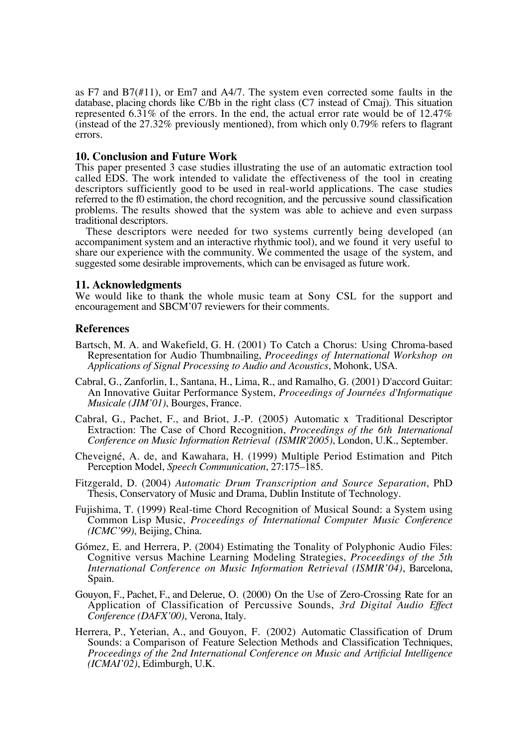as F7 and B7(#11), or Em7 and A4/7. The system even corrected some faults in the database, placing chords like C/Bb in the right class (C7 instead of Cmaj). This situation represented 6.31% of the errors. In the end, the actual error rate would be of 12.47% (instead of the 27.32% previously mentioned), from which only 0.79% refers to flagrant errors.

## 10. Conclusion and Future Work

This paper presented 3 case studies illustrating the use of an automatic extraction tool called EDS. The work intended to validate the effectiveness of the tool in creating descriptors sufficiently good to be used in real-world applications. The case studies referred to the f0 estimation, the chord recognition, and the percussive sound classification problems. The results showed that the system was able to achieve and even surpass traditional descriptors.

These descriptors were needed for two systems currently being developed (an accompaniment system and an interactive rhythmic tool), and we found it very useful to share our experience with the community. We commented the usage of the system, and suggested some desirable improvements, which can be envisaged as future work.

## 11. Acknowledgments

We would like to thank the whole music team at Sony CSL for the support and encouragement and SBCM'07 reviewers for their comments.

## References

Bartsch, M. A. and Wakefield, G. H. (2001) To Catch a Chorus: Using Chroma-based Representation for Audio Thumbnailing, *Proceedings of International Workshop on Applications of Signal Processing to Audio and Acoustics*, Mohonk, USA.

Cabral, G., Zanforlin, I., Santana, H., Lima, R., and Ramalho, G. (2001) D'accord Guitar: An Innovative Guitar Performance System, *Proceedings of Journées d'Informatique Musicale (JIM'01)*, Bourges, France.

Cabral, G., Pachet, F., and Briot, J.-P. (2005) Automatic x Traditional Descriptor Extraction: The Case of Chord Recognition, *Proceedings of the 6th International Conference on Music Information Retrieval (ISMIR'2005)*, London, U.K., September.

Cheveigné, A. de, and Kawahara, H. (1999) Multiple Period Estimation and Pitch Perception Model, *Speech Communication*, 27:175–185.

Fitzgerald, D. (2004) *Automatic Drum Transcription and Source Separation*, PhD Thesis, Conservatory of Music and Drama, Dublin Institute of Technology.

Fujishima, T. (1999) Real-time Chord Recognition of Musical Sound: a System using Common Lisp Music, *Proceedings of International Computer Music Conference (ICMC'99)*, Beijing, China.

Gómez, E. and Herrera, P. (2004) Estimating the Tonality of Polyphonic Audio Files: Cognitive versus Machine Learning Modeling Strategies, *Proceedings of the 5th International Conference on Music Information Retrieval (ISMIR'04)*, Barcelona, Spain.

Gouyon, F., Pachet, F., and Delerue, O. (2000) On the Use of Zero-Crossing Rate for an Application of Classification of Percussive Sounds, *3rd Digital Audio Effect Conference (DAFX'00)*, Verona, Italy.

Herrera, P., Yeterian, A., and Gouyon, F. (2002) Automatic Classification of Drum Sounds: a Comparison of Feature Selection Methods and Classification Techniques, *Proceedings of the 2nd International Conference on Music and Artificial Intelligence (ICMAI'02)*, Edimburgh, U.K.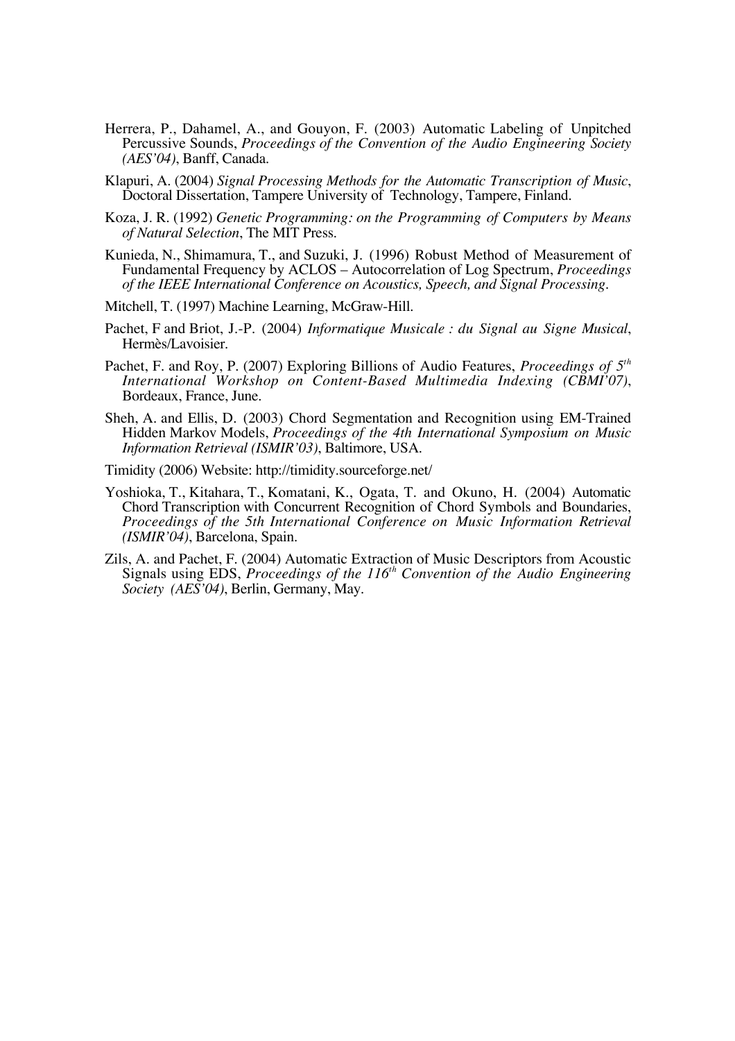Herrera, P., Dahamel, A., and Gouyon, F. (2003) Automatic Labeling of Unpitched Percussive Sounds, *Proceedings of the Convention of the Audio Engineering Society (AES'04)*, Banff, Canada.

Klapuri, A. (2004) *Signal Processing Methods for the Automatic Transcription of Music*, Doctoral Dissertation, Tampere University of Technology, Tampere, Finland.

Koza, J. R. (1992) *Genetic Programming: on the Programming of Computers by Means of Natural Selection*, The MIT Press.

Kunieda, N., Shimamura, T., and Suzuki, J. (1996) Robust Method of Measurement of Fundamental Frequency by ACLOS – Autocorrelation of Log Spectrum, *Proceedings of the IEEE International Conference on Acoustics, Speech, and Signal Processing*.

Mitchell, T. (1997) Machine Learning, McGraw-Hill.

Pachet, F and Briot, J.-P. (2004) *Informatique Musicale : du Signal au Signe Musical*, Hermès/Lavoisier.

Pachet, F. and Roy, P. (2007) Exploring Billions of Audio Features, *Proceedings of 5th International Workshop on Content-Based Multimedia Indexing (CBMI'07)*, Bordeaux, France, June.

Sheh, A. and Ellis, D. (2003) Chord Segmentation and Recognition using EM-Trained Hidden Markov Models, *Proceedings of the 4th International Symposium on Music Information Retrieval (ISMIR'03)*, Baltimore, USA.

Timidity (2006) Website: http://timidity.sourceforge.net/

Yoshioka, T., Kitahara, T., Komatani, K., Ogata, T. and Okuno, H. (2004) Automatic Chord Transcription with Concurrent Recognition of Chord Symbols and Boundaries, *Proceedings of the 5th International Conference on Music Information Retrieval (ISMIR'04)*, Barcelona, Spain.

Zils, A. and Pachet, F. (2004) Automatic Extraction of Music Descriptors from Acoustic Signals using EDS, *Proceedings of the 116th Convention of the Audio Engineering Society (AES'04)*, Berlin, Germany, May.